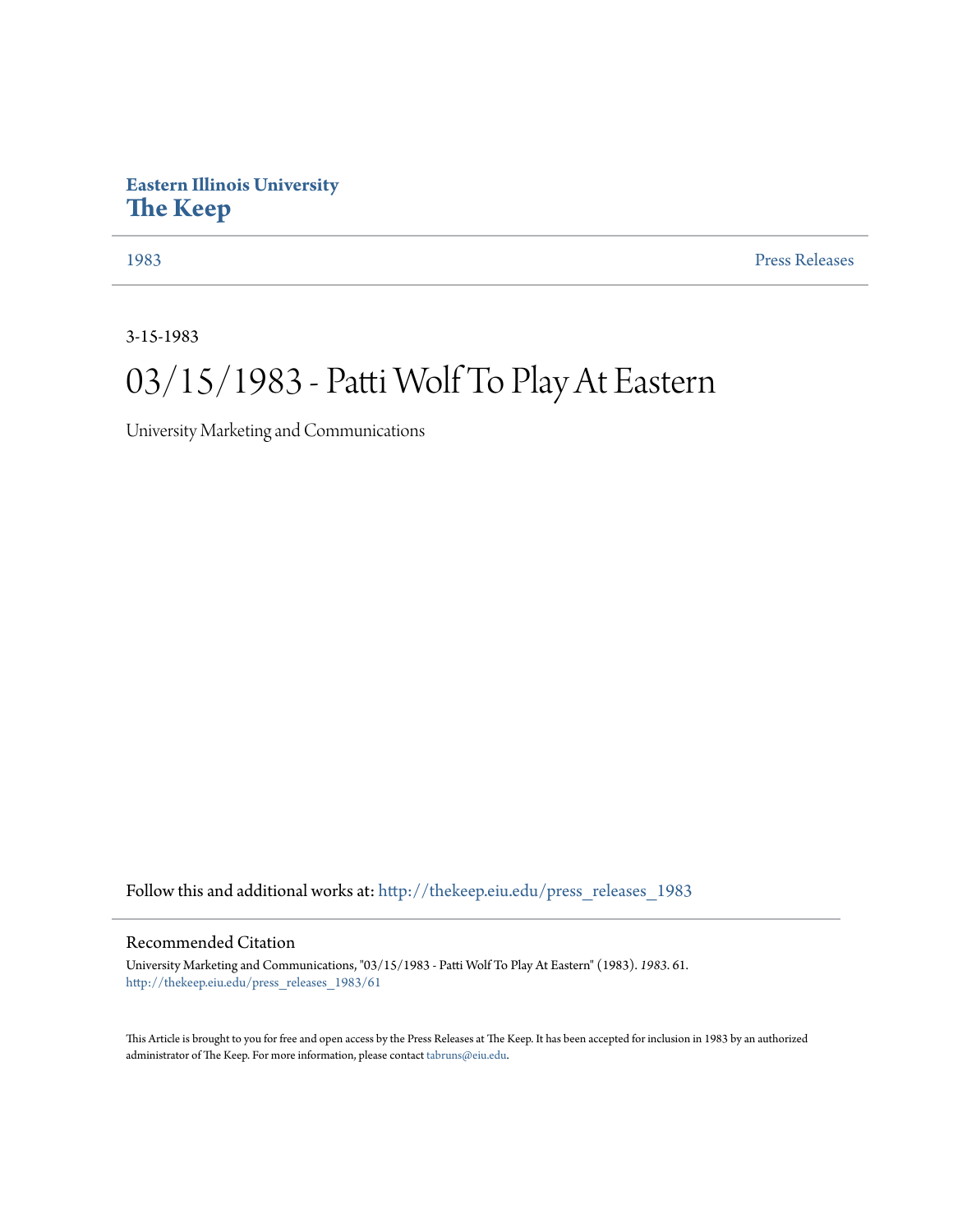**Eastern Illinois University**
**The Keep**

1983 | Press Releases

3-15-1983

# 03/15/1983 - Patti Wolf To Play At Eastern

University Marketing and Communications

Follow this and additional works at: http://thekeep.eiu.edu/press_releases_1983

## Recommended Citation

University Marketing and Communications, "03/15/1983 - Patti Wolf To Play At Eastern" (1983). *1983*. 61.
http://thekeep.eiu.edu/press_releases_1983/61

This Article is brought to you for free and open access by the Press Releases at The Keep. It has been accepted for inclusion in 1983 by an authorized administrator of The Keep. For more information, please contact tabruns@eiu.edu.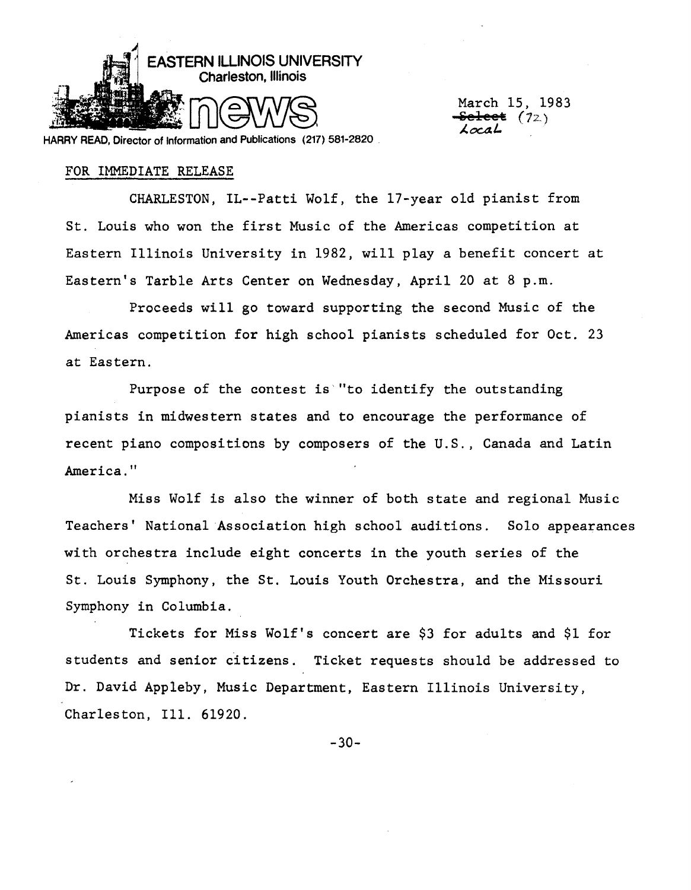**EASTERN ILLINOIS UNIVERSITY**
Charleston, Illinois

# news

HARRY READ, Director of Information and Publications (217) 581-2820

March 15, 1983
~~Select~~ (72)
Local

FOR IMMEDIATE RELEASE

CHARLESTON, IL--Patti Wolf, the 17-year old pianist from St. Louis who won the first Music of the Americas competition at Eastern Illinois University in 1982, will play a benefit concert at Eastern's Tarble Arts Center on Wednesday, April 20 at 8 p.m.

Proceeds will go toward supporting the second Music of the Americas competition for high school pianists scheduled for Oct. 23 at Eastern.

Purpose of the contest is "to identify the outstanding pianists in midwestern states and to encourage the performance of recent piano compositions by composers of the U.S., Canada and Latin America."

Miss Wolf is also the winner of both state and regional Music Teachers' National Association high school auditions. Solo appearances with orchestra include eight concerts in the youth series of the St. Louis Symphony, the St. Louis Youth Orchestra, and the Missouri Symphony in Columbia.

Tickets for Miss Wolf's concert are $3 for adults and $1 for students and senior citizens. Ticket requests should be addressed to Dr. David Appleby, Music Department, Eastern Illinois University, Charleston, Ill. 61920.

-30-